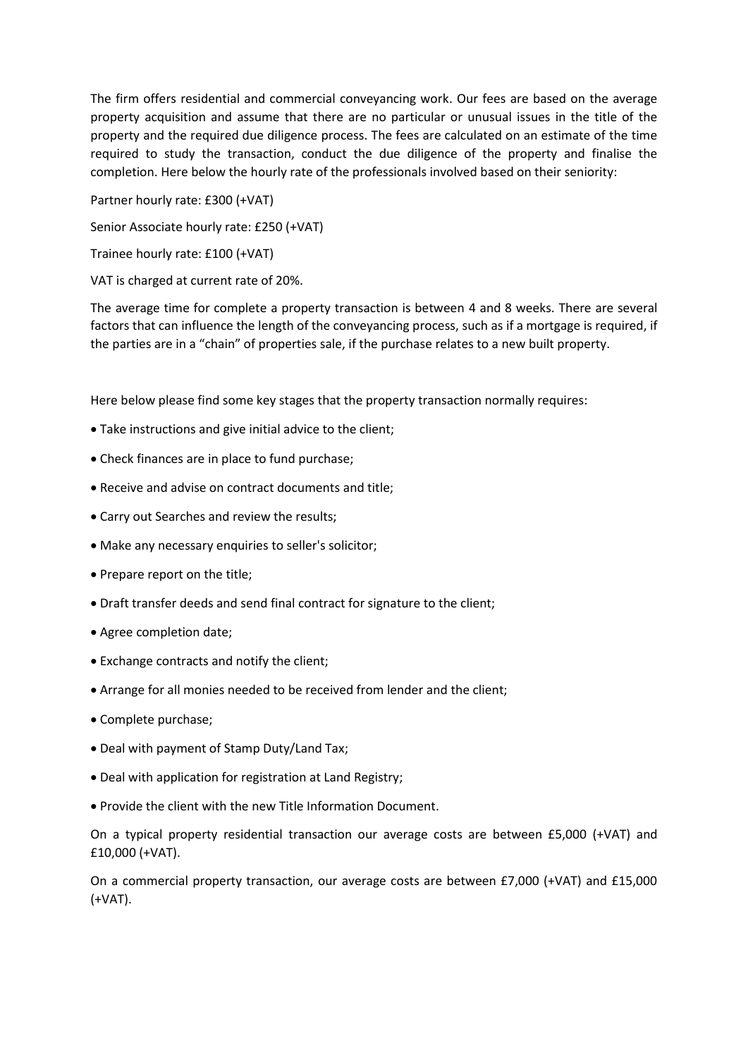The firm offers residential and commercial conveyancing work. Our fees are based on the average property acquisition and assume that there are no particular or unusual issues in the title of the property and the required due diligence process. The fees are calculated on an estimate of the time required to study the transaction, conduct the due diligence of the property and finalise the completion. Here below the hourly rate of the professionals involved based on their seniority:

Partner hourly rate: £300 (+VAT)

Senior Associate hourly rate: £250 (+VAT)

Trainee hourly rate: £100 (+VAT)

VAT is charged at current rate of 20%.

The average time for complete a property transaction is between 4 and 8 weeks. There are several factors that can influence the length of the conveyancing process, such as if a mortgage is required, if the parties are in a "chain" of properties sale, if the purchase relates to a new built property.

Here below please find some key stages that the property transaction normally requires:

- Take instructions and give initial advice to the client;
- Check finances are in place to fund purchase;
- Receive and advise on contract documents and title;
- Carry out Searches and review the results;
- Make any necessary enquiries to seller's solicitor;
- Prepare report on the title;
- Draft transfer deeds and send final contract for signature to the client;
- Agree completion date;
- Exchange contracts and notify the client;
- Arrange for all monies needed to be received from lender and the client;
- Complete purchase;
- Deal with payment of Stamp Duty/Land Tax;
- Deal with application for registration at Land Registry;
- Provide the client with the new Title Information Document.

On a typical property residential transaction our average costs are between £5,000 (+VAT) and £10,000 (+VAT).

On a commercial property transaction, our average costs are between £7,000 (+VAT) and £15,000 (+VAT).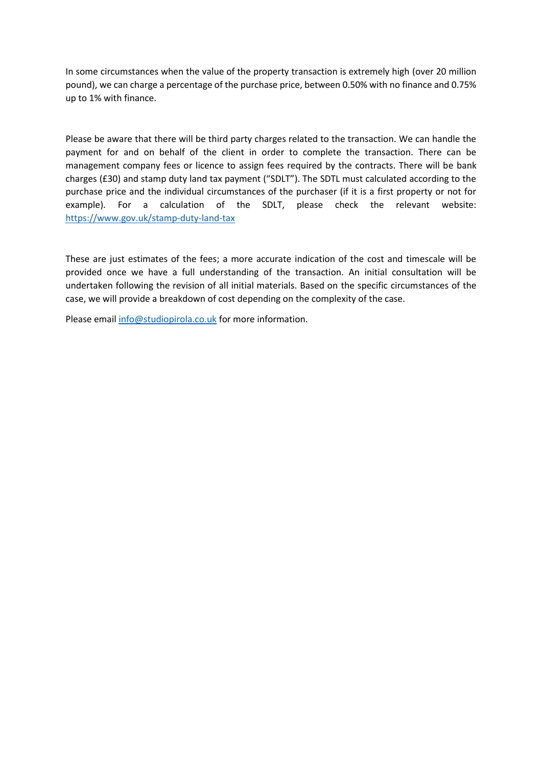In some circumstances when the value of the property transaction is extremely high (over 20 million pound), we can charge a percentage of the purchase price, between 0.50% with no finance and 0.75% up to 1% with finance.

Please be aware that there will be third party charges related to the transaction. We can handle the payment for and on behalf of the client in order to complete the transaction. There can be management company fees or licence to assign fees required by the contracts. There will be bank charges (£30) and stamp duty land tax payment ("SDLT"). The SDTL must calculated according to the purchase price and the individual circumstances of the purchaser (if it is a first property or not for example). For a calculation of the SDLT, please check the relevant website: https://www.gov.uk/stamp-duty-land-tax

These are just estimates of the fees; a more accurate indication of the cost and timescale will be provided once we have a full understanding of the transaction. An initial consultation will be undertaken following the revision of all initial materials. Based on the specific circumstances of the case, we will provide a breakdown of cost depending on the complexity of the case.

Please email info@studiopirola.co.uk for more information.